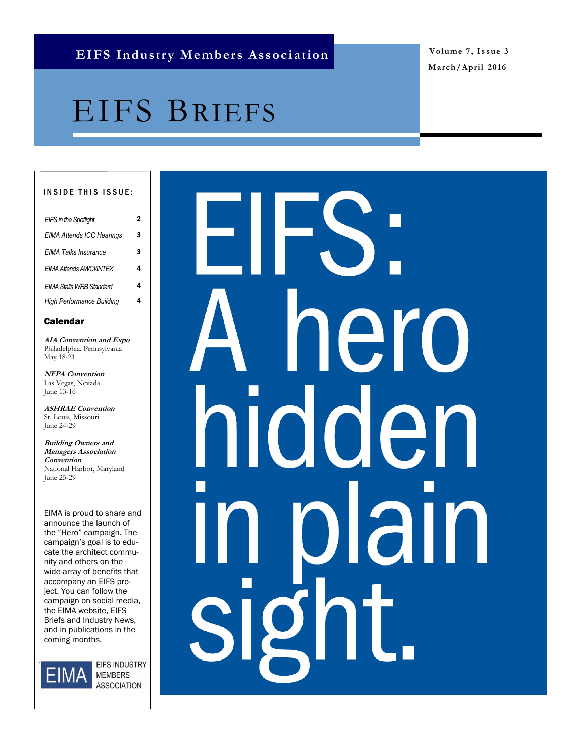EIFS Industry Members Association

Volume 7, Issue 3
March/April 2016

# EIFS BRIEFS

**INSIDE THIS ISSUE:**

| | |
|---|---|
| *EIFS in the Spotlight* | 2 |
| *EIMA Attends ICC Hearings* | 3 |
| *EIMA Talks Insurance* | 3 |
| *EIMA Attends AWCI/INTEX* | 4 |
| *EIMA Stalls WRB Standard* | 4 |
| *High Performance Building* | 4 |

## Calendar

***AIA Convention and Expo***
Philadelphia, Pennsylvania
May 18-21

***NFPA Convention***
Las Vegas, Nevada
June 13-16

***ASHRAE Convention***
St. Louis, Missouri
June 24-29

***Building Owners and Managers Association Convention***
National Harbor, Maryland
June 25-29

EIMA is proud to share and announce the launch of the "Hero" campaign. The campaign's goal is to educate the architect community and others on the wide-array of benefits that accompany an EIFS project. You can follow the campaign on social media, the EIMA website, EIFS Briefs and Industry News, and in publications in the coming months.

EIMA EIFS INDUSTRY MEMBERS ASSOCIATION

# EIFS: A hero hidden in plain sight.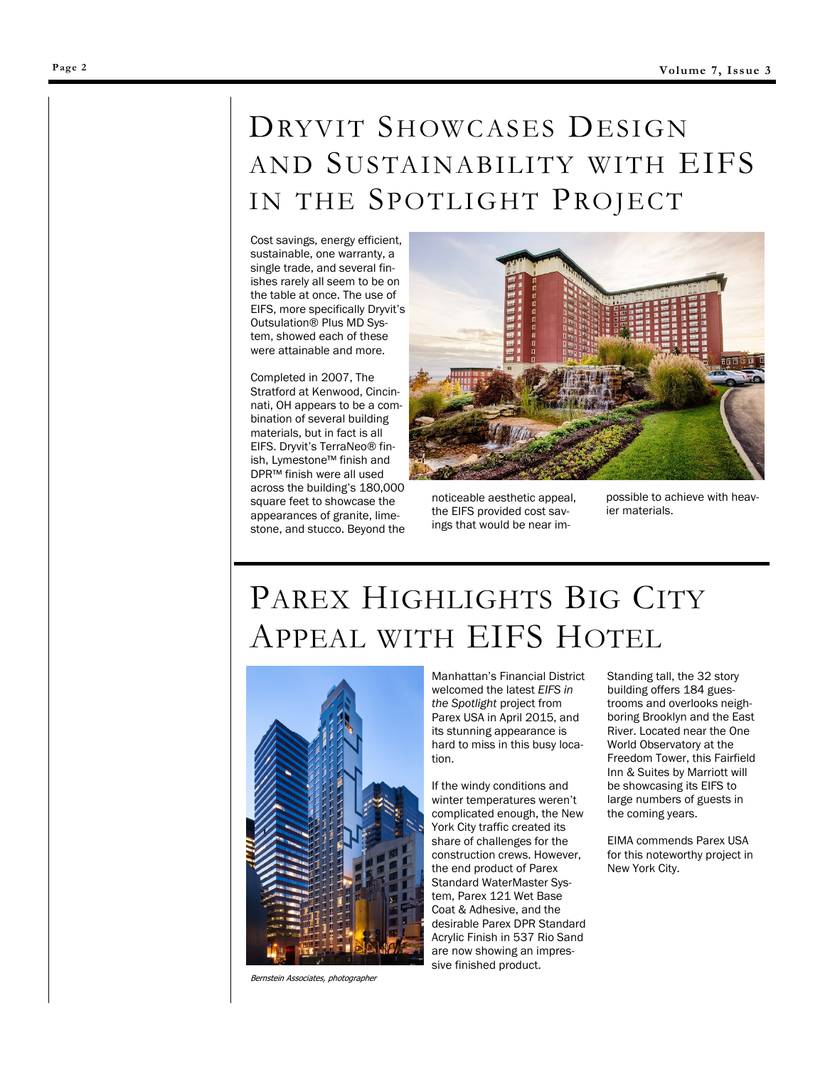# Dryvit Showcases Design and Sustainability with EIFS in the Spotlight Project

Cost savings, energy efficient, sustainable, one warranty, a single trade, and several finishes rarely all seem to be on the table at once. The use of EIFS, more specifically Dryvit's Outsulation® Plus MD System, showed each of these were attainable and more.

Completed in 2007, The Stratford at Kenwood, Cincinnati, OH appears to be a combination of several building materials, but in fact is all EIFS. Dryvit's TerraNeo® finish, Lymestone™ finish and DPR™ finish were all used across the building's 180,000 square feet to showcase the appearances of granite, limestone, and stucco. Beyond the noticeable aesthetic appeal, the EIFS provided cost savings that would be near impossible to achieve with heavier materials.

# Parex Highlights Big City Appeal with EIFS Hotel

*Bernstein Associates, photographer*

Manhattan's Financial District welcomed the latest *EIFS in the Spotlight* project from Parex USA in April 2015, and its stunning appearance is hard to miss in this busy location.

If the windy conditions and winter temperatures weren't complicated enough, the New York City traffic created its share of challenges for the construction crews. However, the end product of Parex Standard WaterMaster System, Parex 121 Wet Base Coat & Adhesive, and the desirable Parex DPR Standard Acrylic Finish in 537 Rio Sand are now showing an impressive finished product.

Standing tall, the 32 story building offers 184 guestrooms and overlooks neighboring Brooklyn and the East River. Located near the One World Observatory at the Freedom Tower, this Fairfield Inn & Suites by Marriott will be showcasing its EIFS to large numbers of guests in the coming years.

EIMA commends Parex USA for this noteworthy project in New York City.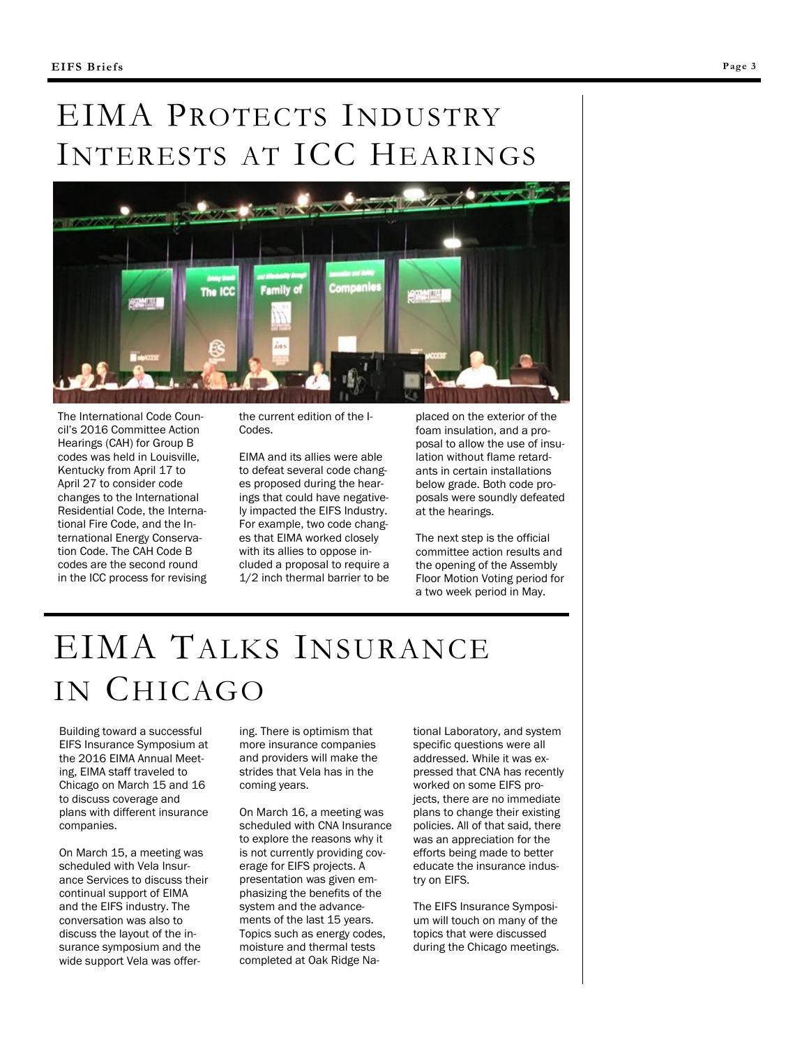# EIMA Protects Industry Interests at ICC Hearings

The International Code Council's 2016 Committee Action Hearings (CAH) for Group B codes was held in Louisville, Kentucky from April 17 to April 27 to consider code changes to the International Residential Code, the International Fire Code, and the International Energy Conservation Code. The CAH Code B codes are the second round in the ICC process for revising the current edition of the I-Codes.

EIMA and its allies were able to defeat several code changes proposed during the hearings that could have negatively impacted the EIFS Industry. For example, two code changes that EIMA worked closely with its allies to oppose included a proposal to require a 1/2 inch thermal barrier to be placed on the exterior of the foam insulation, and a proposal to allow the use of insulation without flame retardants in certain installations below grade. Both code proposals were soundly defeated at the hearings.

The next step is the official committee action results and the opening of the Assembly Floor Motion Voting period for a two week period in May.

# EIMA Talks Insurance in Chicago

Building toward a successful EIFS Insurance Symposium at the 2016 EIMA Annual Meeting, EIMA staff traveled to Chicago on March 15 and 16 to discuss coverage and plans with different insurance companies.

On March 15, a meeting was scheduled with Vela Insurance Services to discuss their continual support of EIMA and the EIFS industry. The conversation was also to discuss the layout of the insurance symposium and the wide support Vela was offering. There is optimism that more insurance companies and providers will make the strides that Vela has in the coming years.

On March 16, a meeting was scheduled with CNA Insurance to explore the reasons why it is not currently providing coverage for EIFS projects. A presentation was given emphasizing the benefits of the system and the advancements of the last 15 years. Topics such as energy codes, moisture and thermal tests completed at Oak Ridge National Laboratory, and system specific questions were all addressed. While it was expressed that CNA has recently worked on some EIFS projects, there are no immediate plans to change their existing policies. All of that said, there was an appreciation for the efforts being made to better educate the insurance industry on EIFS.

The EIFS Insurance Symposium will touch on many of the topics that were discussed during the Chicago meetings.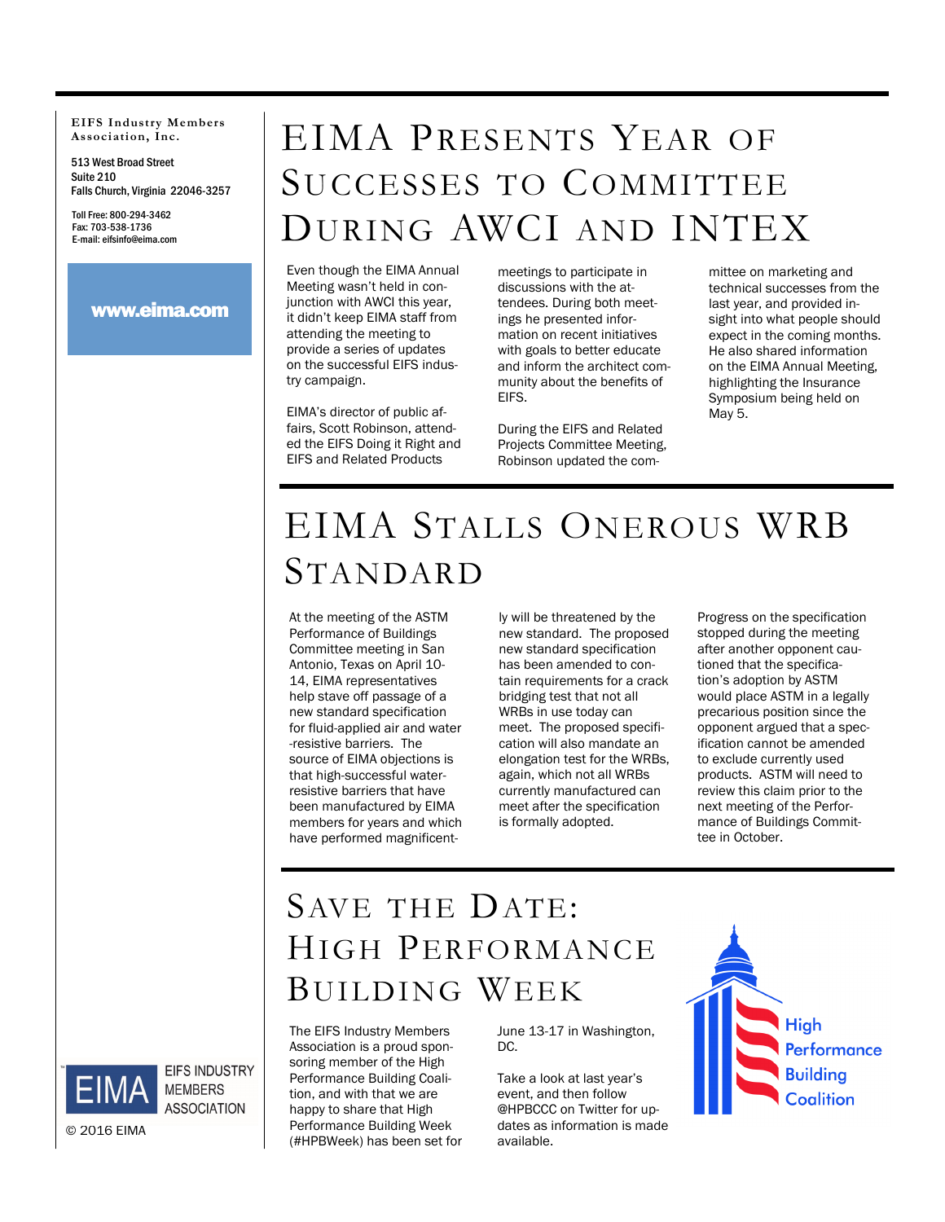**EIFS Industry Members Association, Inc.**

513 West Broad Street
Suite 210
Falls Church, Virginia 22046-3257

Toll Free: 800-294-3462
Fax: 703-538-1736
E-mail: eifsinfo@eima.com

www.eima.com

# EIMA Presents Year of Successes to Committee During AWCI and INTEX

Even though the EIMA Annual Meeting wasn't held in conjunction with AWCI this year, it didn't keep EIMA staff from attending the meeting to provide a series of updates on the successful EIFS industry campaign.

EIMA's director of public affairs, Scott Robinson, attended the EIFS Doing it Right and EIFS and Related Products meetings to participate in discussions with the attendees. During both meetings he presented information on recent initiatives with goals to better educate and inform the architect community about the benefits of EIFS.

During the EIFS and Related Projects Committee Meeting, Robinson updated the committee on marketing and technical successes from the last year, and provided insight into what people should expect in the coming months. He also shared information on the EIMA Annual Meeting, highlighting the Insurance Symposium being held on May 5.

# EIMA Stalls Onerous WRB Standard

At the meeting of the ASTM Performance of Buildings Committee meeting in San Antonio, Texas on April 10-14, EIMA representatives help stave off passage of a new standard specification for fluid-applied air and water-resistive barriers. The source of EIMA objections is that high-successful water-resistive barriers that have been manufactured by EIMA members for years and which have performed magnificently will be threatened by the new standard. The proposed new standard specification has been amended to contain requirements for a crack bridging test that not all WRBs in use today can meet. The proposed specification will also mandate an elongation test for the WRBs, again, which not all WRBs currently manufactured can meet after the specification is formally adopted.

Progress on the specification stopped during the meeting after another opponent cautioned that the specification's adoption by ASTM would place ASTM in a legally precarious position since the opponent argued that a specification cannot be amended to exclude currently used products. ASTM will need to review this claim prior to the next meeting of the Performance of Buildings Committee in October.

# Save the Date: High Performance Building Week

The EIFS Industry Members Association is a proud sponsoring member of the High Performance Building Coalition, and with that we are happy to share that High Performance Building Week (#HPBWeek) has been set for June 13-17 in Washington, DC.

Take a look at last year's event, and then follow @HPBCCC on Twitter for updates as information is made available.

High Performance Building Coalition

EIMA EIFS INDUSTRY MEMBERS ASSOCIATION

© 2016 EIMA